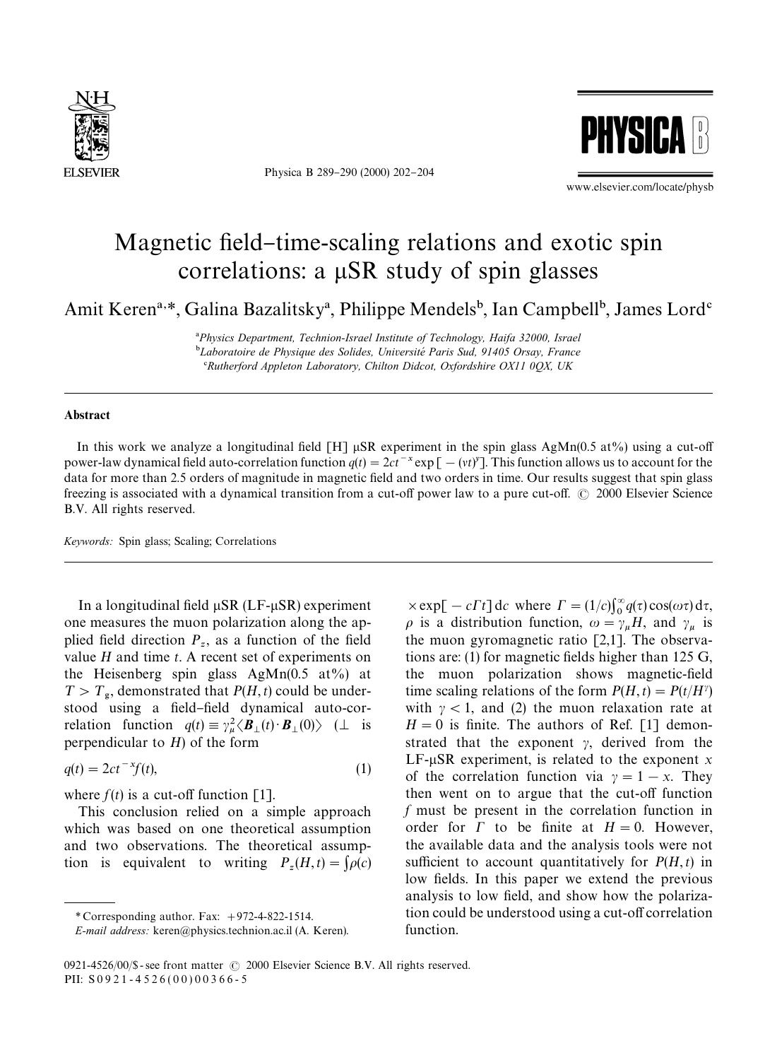# Magnetic field–time-scaling relations and exotic spin correlations: a μSR study of spin glasses

Amit Keren[a,*], Galina Bazalitsky[a], Philippe Mendels[b], Ian Campbell[b], James Lord[c]

[a]Physics Department, Technion-Israel Institute of Technology, Haifa 32000, Israel
[b]Laboratoire de Physique des Solides, Université Paris Sud, 91405 Orsay, France
[c]Rutherford Appleton Laboratory, Chilton Didcot, Oxfordshire OX11 0QX, UK

## Abstract

In this work we analyze a longitudinal field [H] μSR experiment in the spin glass AgMn(0.5 at%) using a cut-off power-law dynamical field auto-correlation function $q(t) = 2ct^{-x}\exp[-(\nu t)^y]$. This function allows us to account for the data for more than 2.5 orders of magnitude in magnetic field and two orders in time. Our results suggest that spin glass freezing is associated with a dynamical transition from a cut-off power law to a pure cut-off. © 2000 Elsevier Science B.V. All rights reserved.

*Keywords:* Spin glass; Scaling; Correlations

In a longitudinal field μSR (LF-μSR) experiment one measures the muon polarization along the applied field direction $P_z$, as a function of the field value $H$ and time $t$. A recent set of experiments on the Heisenberg spin glass AgMn(0.5 at%) at $T > T_g$, demonstrated that $P(H,t)$ could be understood using a field–field dynamical auto-correlation function $q(t) \equiv \gamma_\mu^2 \langle \boldsymbol{B}_\perp(t) \cdot \boldsymbol{B}_\perp(0) \rangle$ ($\perp$ is perpendicular to $H$) of the form

$$q(t) = 2ct^{-x} f(t), \tag{1}$$

where $f(t)$ is a cut-off function [1].

This conclusion relied on a simple approach which was based on one theoretical assumption and two observations. The theoretical assumption is equivalent to writing $P_z(H,t) = \int \rho(c) \times \exp[-c\Gamma t]\,\mathrm{d}c$ where $\Gamma = (1/c)\int_0^\infty q(\tau)\cos(\omega\tau)\,\mathrm{d}\tau$, $\rho$ is a distribution function, $\omega = \gamma_\mu H$, and $\gamma_\mu$ is the muon gyromagnetic ratio [2,1]. The observations are: (1) for magnetic fields higher than 125 G, the muon polarization shows magnetic-field time scaling relations of the form $P(H,t) = P(t/H^\gamma)$ with $\gamma < 1$, and (2) the muon relaxation rate at $H = 0$ is finite. The authors of Ref. [1] demonstrated that the exponent $\gamma$, derived from the LF-μSR experiment, is related to the exponent $x$ of the correlation function via $\gamma = 1 - x$. They then went on to argue that the cut-off function $f$ must be present in the correlation function in order for $\Gamma$ to be finite at $H = 0$. However, the available data and the analysis tools were not sufficient to account quantitatively for $P(H,t)$ in low fields. In this paper we extend the previous analysis to low field, and show how the polarization could be understood using a cut-off correlation function.

\* Corresponding author. Fax: +972-4-822-1514.
*E-mail address:* keren@physics.technion.ac.il (A. Keren).

0921-4526/00/$ - see front matter © 2000 Elsevier Science B.V. All rights reserved.
PII: S0921-4526(00)00366-5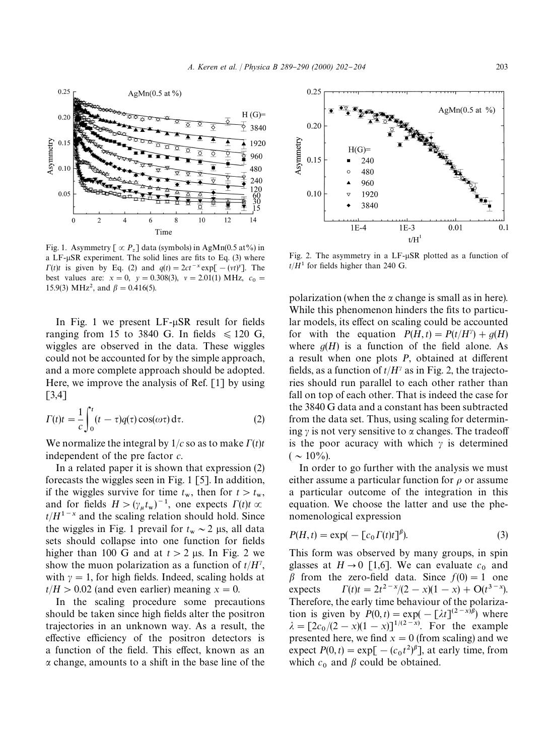Fig. 1. Asymmetry [ $\propto P_z$ ] data (symbols) in AgMn(0.5 at%) in a LF-μSR experiment. The solid lines are fits to Eq. (3) where $\Gamma(t)t$ is given by Eq. (2) and $q(t) = 2ct^{-x}\exp[-(vt)^y]$. The best values are: $x = 0$, $y = 0.308(3)$, $v = 2.01(1)$ MHz, $c_0 = 15.9(3)$ MHz$^2$, and $\beta = 0.416(5)$.

Fig. 2. The asymmetry in a LF-μSR plotted as a function of $t/H^1$ for fields higher than 240 G.

In Fig. 1 we present LF-μSR result for fields ranging from 15 to 3840 G. In fields $\leqslant 120$ G, wiggles are observed in the data. These wiggles could not be accounted for by the simple approach, and a more complete approach should be adopted. Here, we improve the analysis of Ref. [1] by using [3,4]

$$\Gamma(t)t = \frac{1}{c}\int_0^t (t-\tau)q(\tau)\cos(\omega\tau)\,d\tau. \tag{2}$$

We normalize the integral by $1/c$ so as to make $\Gamma(t)t$ independent of the pre factor $c$.

In a related paper it is shown that expression (2) forecasts the wiggles seen in Fig. 1 [5]. In addition, if the wiggles survive for time $t_w$, then for $t > t_w$, and for fields $H > (\gamma_\mu t_w)^{-1}$, one expects $\Gamma(t)t \propto t/H^{1-x}$ and the scaling relation should hold. Since the wiggles in Fig. 1 prevail for $t_w \sim 2$ μs, all data sets should collapse into one function for fields higher than 100 G and at $t > 2$ μs. In Fig. 2 we show the muon polarization as a function of $t/H^\gamma$, with $\gamma = 1$, for high fields. Indeed, scaling holds at $t/H > 0.02$ (and even earlier) meaning $x = 0$.

In the scaling procedure some precautions should be taken since high fields alter the positron trajectories in an unknown way. As a result, the effective efficiency of the positron detectors is a function of the field. This effect, known as an $\alpha$ change, amounts to a shift in the base line of the polarization (when the $\alpha$ change is small as in here). While this phenomenon hinders the fits to particular models, its effect on scaling could be accounted for with the equation $P(H,t) = P(t/H^\gamma) + g(H)$ where $g(H)$ is a function of the field alone. As a result when one plots $P$, obtained at different fields, as a function of $t/H^\gamma$ as in Fig. 2, the trajectories should run parallel to each other rather than fall on top of each other. That is indeed the case for the 3840 G data and a constant has been subtracted from the data set. Thus, using scaling for determining $\gamma$ is not very sensitive to $\alpha$ changes. The tradeoff is the poor acuracy with which $\gamma$ is determined ($\sim 10\%$).

In order to go further with the analysis we must either assume a particular function for $\rho$ or assume a particular outcome of the integration in this equation. We choose the latter and use the phenomenological expression

$$P(H,t) = \exp(-[c_0\Gamma(t)t]^\beta). \tag{3}$$

This form was observed by many groups, in spin glasses at $H \to 0$ [1,6]. We can evaluate $c_0$ and $\beta$ from the zero-field data. Since $f(0) = 1$ one expects $\Gamma(t)t = 2t^{2-x}/(2-x)(1-x) + O(t^{3-x})$. Therefore, the early time behaviour of the polarization is given by $P(0,t) = \exp(-[\lambda t]^{(2-x)\beta})$ where $\lambda = [2c_0/(2-x)(1-x)]^{1/(2-x)}$. For the example presented here, we find $x = 0$ (from scaling) and we expect $P(0,t) = \exp[-(c_0t^2)^\beta]$, at early time, from which $c_0$ and $\beta$ could be obtained.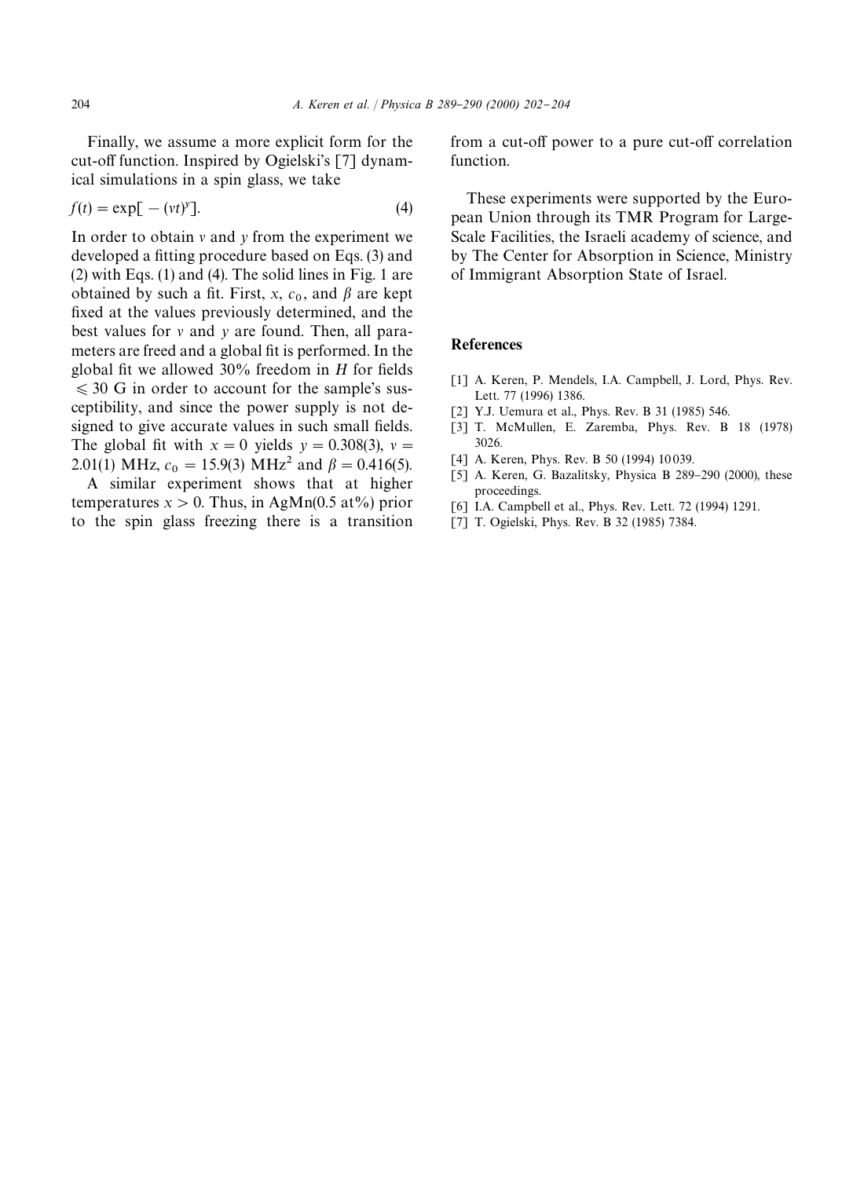Finally, we assume a more explicit form for the cut-off function. Inspired by Ogielski's [7] dynamical simulations in a spin glass, we take

$$f(t) = \exp[-(vt)^y]. \tag{4}$$

In order to obtain $v$ and $y$ from the experiment we developed a fitting procedure based on Eqs. (3) and (2) with Eqs. (1) and (4). The solid lines in Fig. 1 are obtained by such a fit. First, $x$, $c_0$, and $\beta$ are kept fixed at the values previously determined, and the best values for $v$ and $y$ are found. Then, all parameters are freed and a global fit is performed. In the global fit we allowed 30% freedom in $H$ for fields $\leqslant 30$ G in order to account for the sample's susceptibility, and since the power supply is not designed to give accurate values in such small fields. The global fit with $x = 0$ yields $y = 0.308(3)$, $v = 2.01(1)$ MHz, $c_0 = 15.9(3)$ MHz$^2$ and $\beta = 0.416(5)$.

A similar experiment shows that at higher temperatures $x > 0$. Thus, in AgMn(0.5 at%) prior to the spin glass freezing there is a transition from a cut-off power to a pure cut-off correlation function.

These experiments were supported by the European Union through its TMR Program for Large-Scale Facilities, the Israeli academy of science, and by The Center for Absorption in Science, Ministry of Immigrant Absorption State of Israel.

## References

[1] A. Keren, P. Mendels, I.A. Campbell, J. Lord, Phys. Rev. Lett. 77 (1996) 1386.

[2] Y.J. Uemura et al., Phys. Rev. B 31 (1985) 546.

[3] T. McMullen, E. Zaremba, Phys. Rev. B 18 (1978) 3026.

[4] A. Keren, Phys. Rev. B 50 (1994) 10 039.

[5] A. Keren, G. Bazalitsky, Physica B 289–290 (2000), these proceedings.

[6] I.A. Campbell et al., Phys. Rev. Lett. 72 (1994) 1291.

[7] T. Ogielski, Phys. Rev. B 32 (1985) 7384.